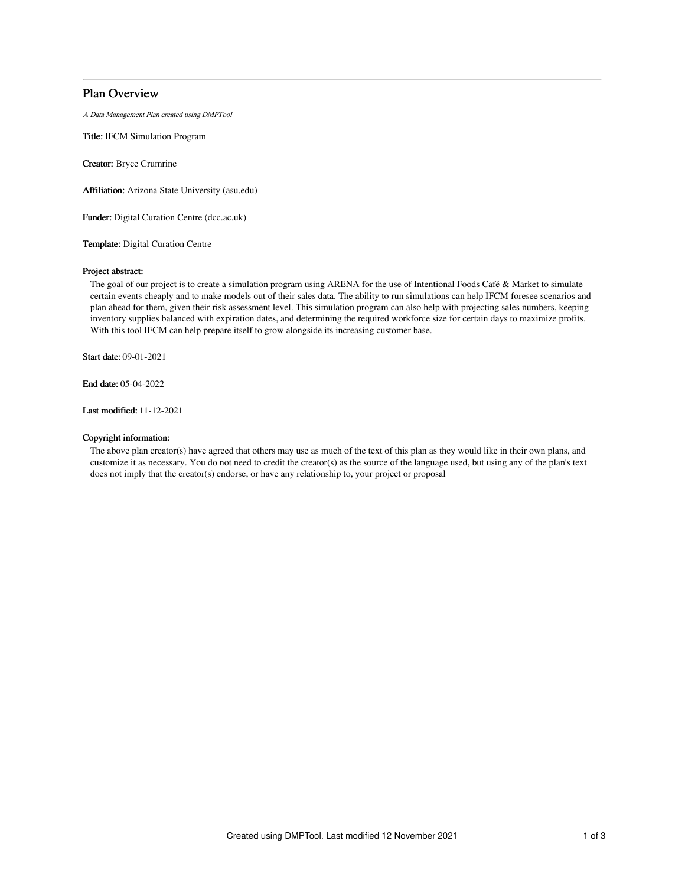# Plan Overview

*A Data Management Plan created using DMPTool*

**Title:** IFCM Simulation Program

**Creator:** Bryce Crumrine

**Affiliation:** Arizona State University (asu.edu)

**Funder:** Digital Curation Centre (dcc.ac.uk)

**Template:** Digital Curation Centre

**Project abstract:**

The goal of our project is to create a simulation program using ARENA for the use of Intentional Foods Café & Market to simulate certain events cheaply and to make models out of their sales data. The ability to run simulations can help IFCM foresee scenarios and plan ahead for them, given their risk assessment level. This simulation program can also help with projecting sales numbers, keeping inventory supplies balanced with expiration dates, and determining the required workforce size for certain days to maximize profits. With this tool IFCM can help prepare itself to grow alongside its increasing customer base.

**Start date:** 09-01-2021

**End date:** 05-04-2022

**Last modified:** 11-12-2021

**Copyright information:**

The above plan creator(s) have agreed that others may use as much of the text of this plan as they would like in their own plans, and customize it as necessary. You do not need to credit the creator(s) as the source of the language used, but using any of the plan's text does not imply that the creator(s) endorse, or have any relationship to, your project or proposal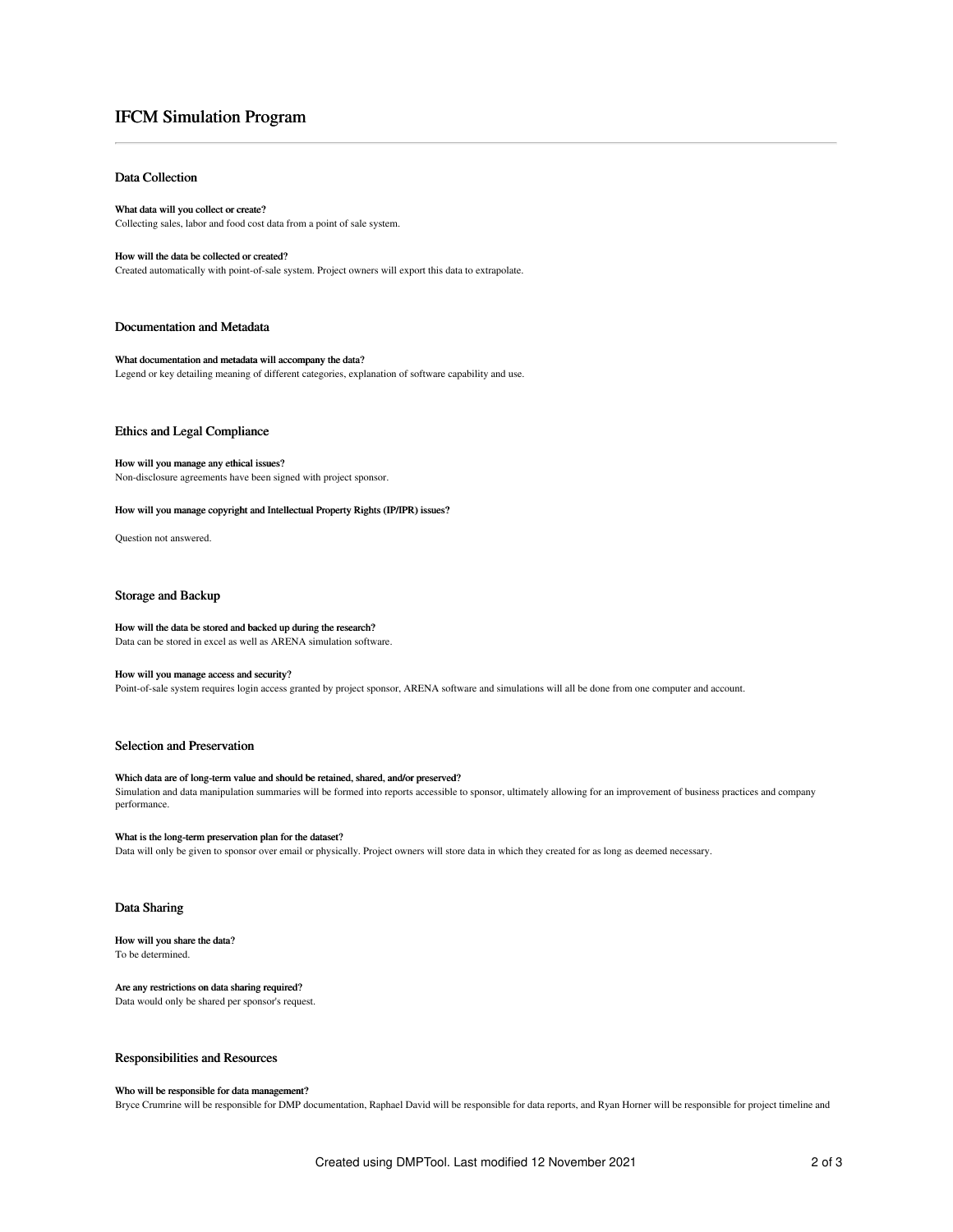# IFCM Simulation Program

## Data Collection

**What data will you collect or create?**

Collecting sales, labor and food cost data from a point of sale system.

**How will the data be collected or created?**

Created automatically with point-of-sale system. Project owners will export this data to extrapolate.

## Documentation and Metadata

**What documentation and metadata will accompany the data?**

Legend or key detailing meaning of different categories, explanation of software capability and use.

## Ethics and Legal Compliance

**How will you manage any ethical issues?**

Non-disclosure agreements have been signed with project sponsor.

**How will you manage copyright and Intellectual Property Rights (IP/IPR) issues?**

Question not answered.

## Storage and Backup

**How will the data be stored and backed up during the research?**

Data can be stored in excel as well as ARENA simulation software.

**How will you manage access and security?**

Point-of-sale system requires login access granted by project sponsor, ARENA software and simulations will all be done from one computer and account.

## Selection and Preservation

**Which data are of long-term value and should be retained, shared, and/or preserved?**

Simulation and data manipulation summaries will be formed into reports accessible to sponsor, ultimately allowing for an improvement of business practices and company performance.

**What is the long-term preservation plan for the dataset?**

Data will only be given to sponsor over email or physically. Project owners will store data in which they created for as long as deemed necessary.

## Data Sharing

**How will you share the data?**

To be determined.

**Are any restrictions on data sharing required?**

Data would only be shared per sponsor's request.

## Responsibilities and Resources

**Who will be responsible for data management?**

Bryce Crumrine will be responsible for DMP documentation, Raphael David will be responsible for data reports, and Ryan Horner will be responsible for project timeline and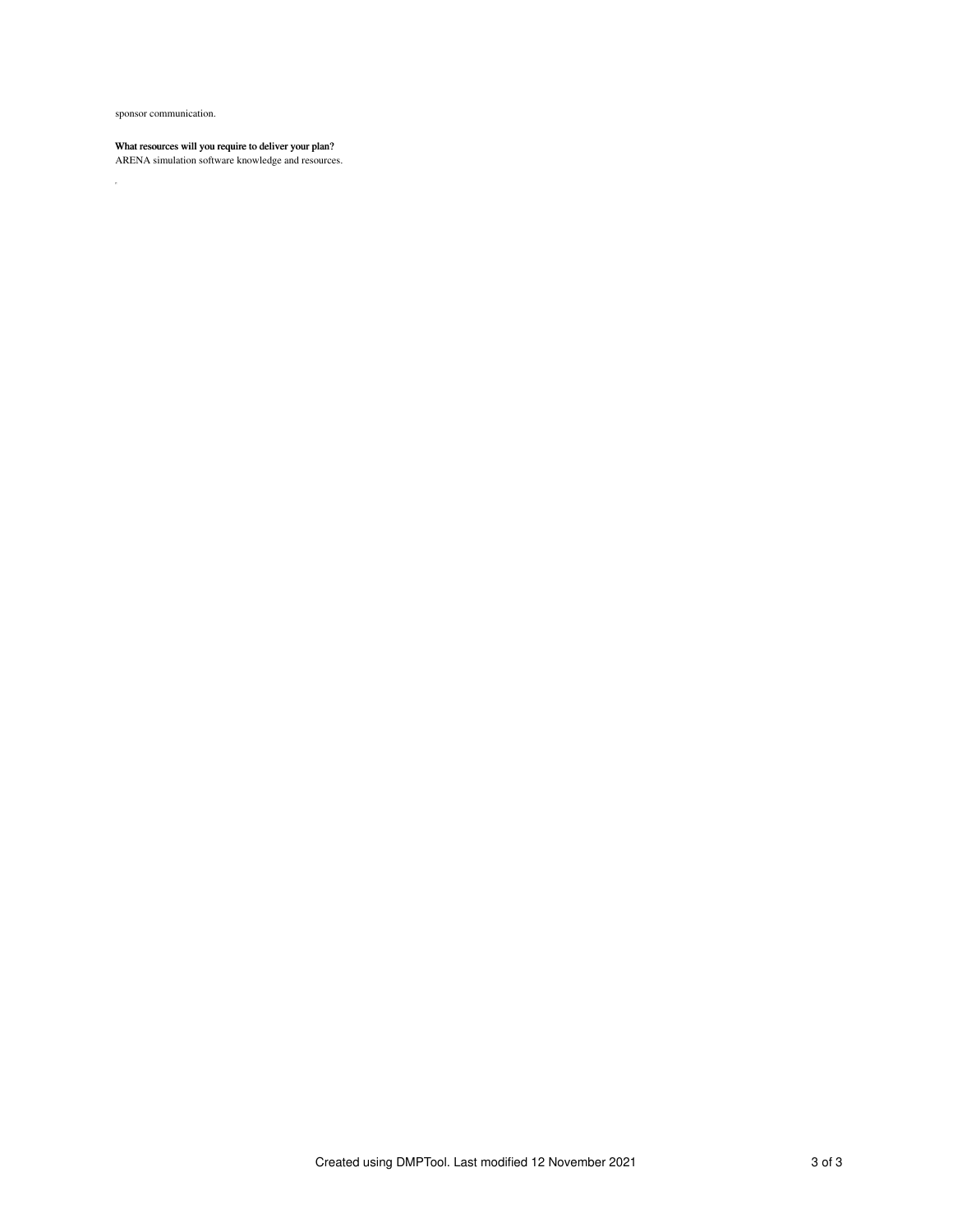sponsor communication.

**What resources will you require to deliver your plan?**

ARENA simulation software knowledge and resources.